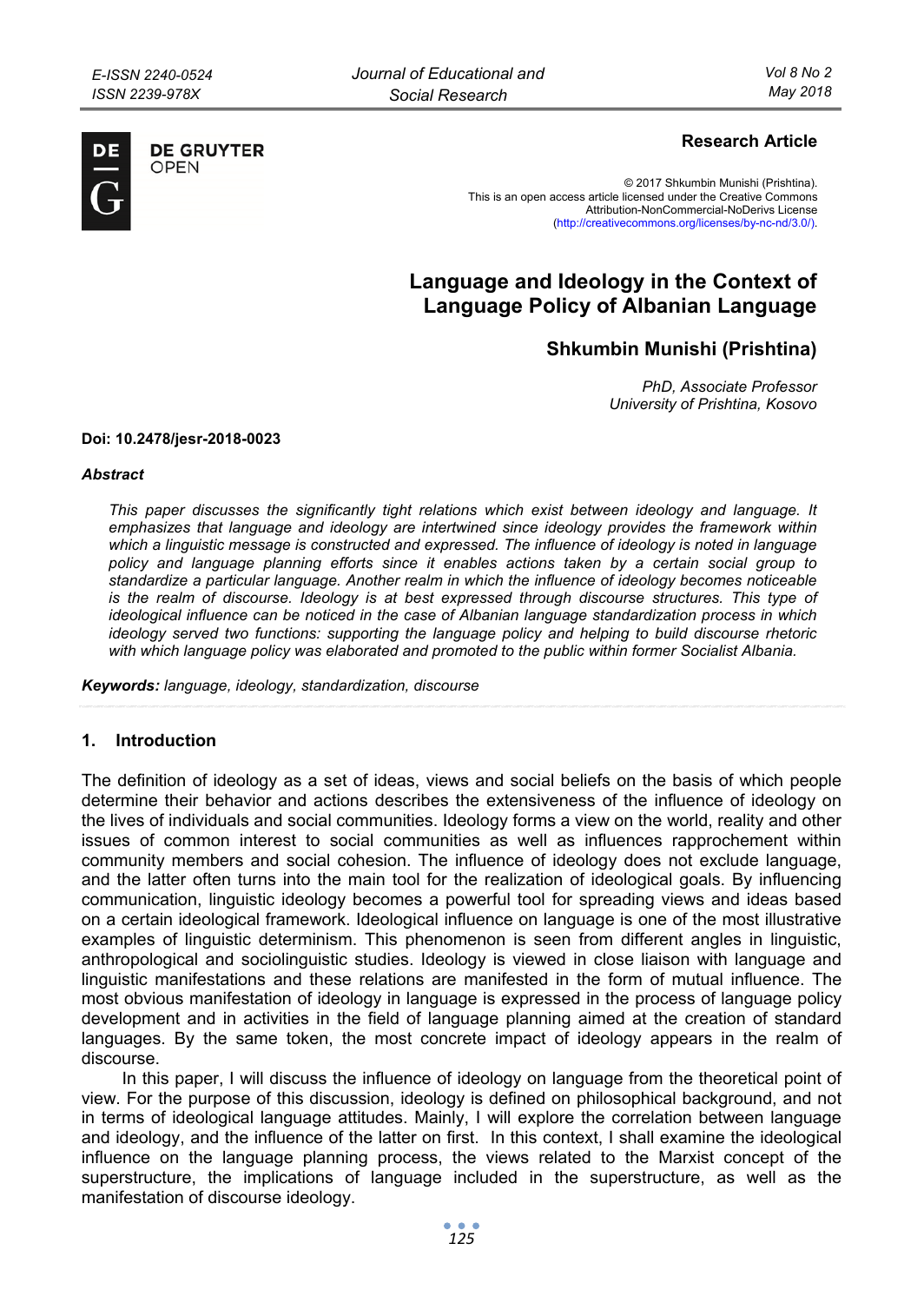**Research Article**

© 2017 Shkumbin Munishi (Prishtina).
This is an open access article licensed under the Creative Commons Attribution-NonCommercial-NoDerivs License (http://creativecommons.org/licenses/by-nc-nd/3.0/).

# Language and Ideology in the Context of Language Policy of Albanian Language

## Shkumbin Munishi (Prishtina)

*PhD, Associate Professor*
*University of Prishtina, Kosovo*

**Doi: 10.2478/jesr-2018-0023**

***Abstract***

*This paper discusses the significantly tight relations which exist between ideology and language. It emphasizes that language and ideology are intertwined since ideology provides the framework within which a linguistic message is constructed and expressed. The influence of ideology is noted in language policy and language planning efforts since it enables actions taken by a certain social group to standardize a particular language. Another realm in which the influence of ideology becomes noticeable is the realm of discourse. Ideology is at best expressed through discourse structures. This type of ideological influence can be noticed in the case of Albanian language standardization process in which ideology served two functions: supporting the language policy and helping to build discourse rhetoric with which language policy was elaborated and promoted to the public within former Socialist Albania.*

***Keywords:*** *language, ideology, standardization, discourse*

## 1. Introduction

The definition of ideology as a set of ideas, views and social beliefs on the basis of which people determine their behavior and actions describes the extensiveness of the influence of ideology on the lives of individuals and social communities. Ideology forms a view on the world, reality and other issues of common interest to social communities as well as influences rapprochement within community members and social cohesion. The influence of ideology does not exclude language, and the latter often turns into the main tool for the realization of ideological goals. By influencing communication, linguistic ideology becomes a powerful tool for spreading views and ideas based on a certain ideological framework. Ideological influence on language is one of the most illustrative examples of linguistic determinism. This phenomenon is seen from different angles in linguistic, anthropological and sociolinguistic studies. Ideology is viewed in close liaison with language and linguistic manifestations and these relations are manifested in the form of mutual influence. The most obvious manifestation of ideology in language is expressed in the process of language policy development and in activities in the field of language planning aimed at the creation of standard languages. By the same token, the most concrete impact of ideology appears in the realm of discourse.

In this paper, I will discuss the influence of ideology on language from the theoretical point of view. For the purpose of this discussion, ideology is defined on philosophical background, and not in terms of ideological language attitudes. Mainly, I will explore the correlation between language and ideology, and the influence of the latter on first. In this context, I shall examine the ideological influence on the language planning process, the views related to the Marxist concept of the superstructure, the implications of language included in the superstructure, as well as the manifestation of discourse ideology.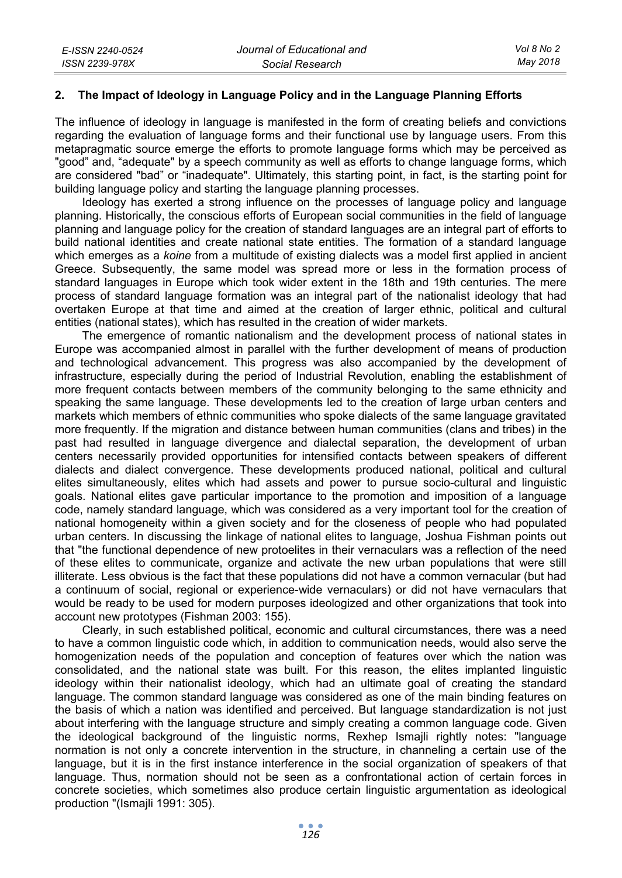## 2. The Impact of Ideology in Language Policy and in the Language Planning Efforts

The influence of ideology in language is manifested in the form of creating beliefs and convictions regarding the evaluation of language forms and their functional use by language users. From this metapragmatic source emerge the efforts to promote language forms which may be perceived as "good" and, "adequate" by a speech community as well as efforts to change language forms, which are considered "bad" or "inadequate". Ultimately, this starting point, in fact, is the starting point for building language policy and starting the language planning processes.

Ideology has exerted a strong influence on the processes of language policy and language planning. Historically, the conscious efforts of European social communities in the field of language planning and language policy for the creation of standard languages are an integral part of efforts to build national identities and create national state entities. The formation of a standard language which emerges as a *koine* from a multitude of existing dialects was a model first applied in ancient Greece. Subsequently, the same model was spread more or less in the formation process of standard languages in Europe which took wider extent in the 18th and 19th centuries. The mere process of standard language formation was an integral part of the nationalist ideology that had overtaken Europe at that time and aimed at the creation of larger ethnic, political and cultural entities (national states), which has resulted in the creation of wider markets.

The emergence of romantic nationalism and the development process of national states in Europe was accompanied almost in parallel with the further development of means of production and technological advancement. This progress was also accompanied by the development of infrastructure, especially during the period of Industrial Revolution, enabling the establishment of more frequent contacts between members of the community belonging to the same ethnicity and speaking the same language. These developments led to the creation of large urban centers and markets which members of ethnic communities who spoke dialects of the same language gravitated more frequently. If the migration and distance between human communities (clans and tribes) in the past had resulted in language divergence and dialectal separation, the development of urban centers necessarily provided opportunities for intensified contacts between speakers of different dialects and dialect convergence. These developments produced national, political and cultural elites simultaneously, elites which had assets and power to pursue socio-cultural and linguistic goals. National elites gave particular importance to the promotion and imposition of a language code, namely standard language, which was considered as a very important tool for the creation of national homogeneity within a given society and for the closeness of people who had populated urban centers. In discussing the linkage of national elites to language, Joshua Fishman points out that "the functional dependence of new protoelites in their vernaculars was a reflection of the need of these elites to communicate, organize and activate the new urban populations that were still illiterate. Less obvious is the fact that these populations did not have a common vernacular (but had a continuum of social, regional or experience-wide vernaculars) or did not have vernaculars that would be ready to be used for modern purposes ideologized and other organizations that took into account new prototypes (Fishman 2003: 155).

Clearly, in such established political, economic and cultural circumstances, there was a need to have a common linguistic code which, in addition to communication needs, would also serve the homogenization needs of the population and conception of features over which the nation was consolidated, and the national state was built. For this reason, the elites implanted linguistic ideology within their nationalist ideology, which had an ultimate goal of creating the standard language. The common standard language was considered as one of the main binding features on the basis of which a nation was identified and perceived. But language standardization is not just about interfering with the language structure and simply creating a common language code. Given the ideological background of the linguistic norms, Rexhep Ismajli rightly notes: "language normation is not only a concrete intervention in the structure, in channeling a certain use of the language, but it is in the first instance interference in the social organization of speakers of that language. Thus, normation should not be seen as a confrontational action of certain forces in concrete societies, which sometimes also produce certain linguistic argumentation as ideological production "(Ismajli 1991: 305).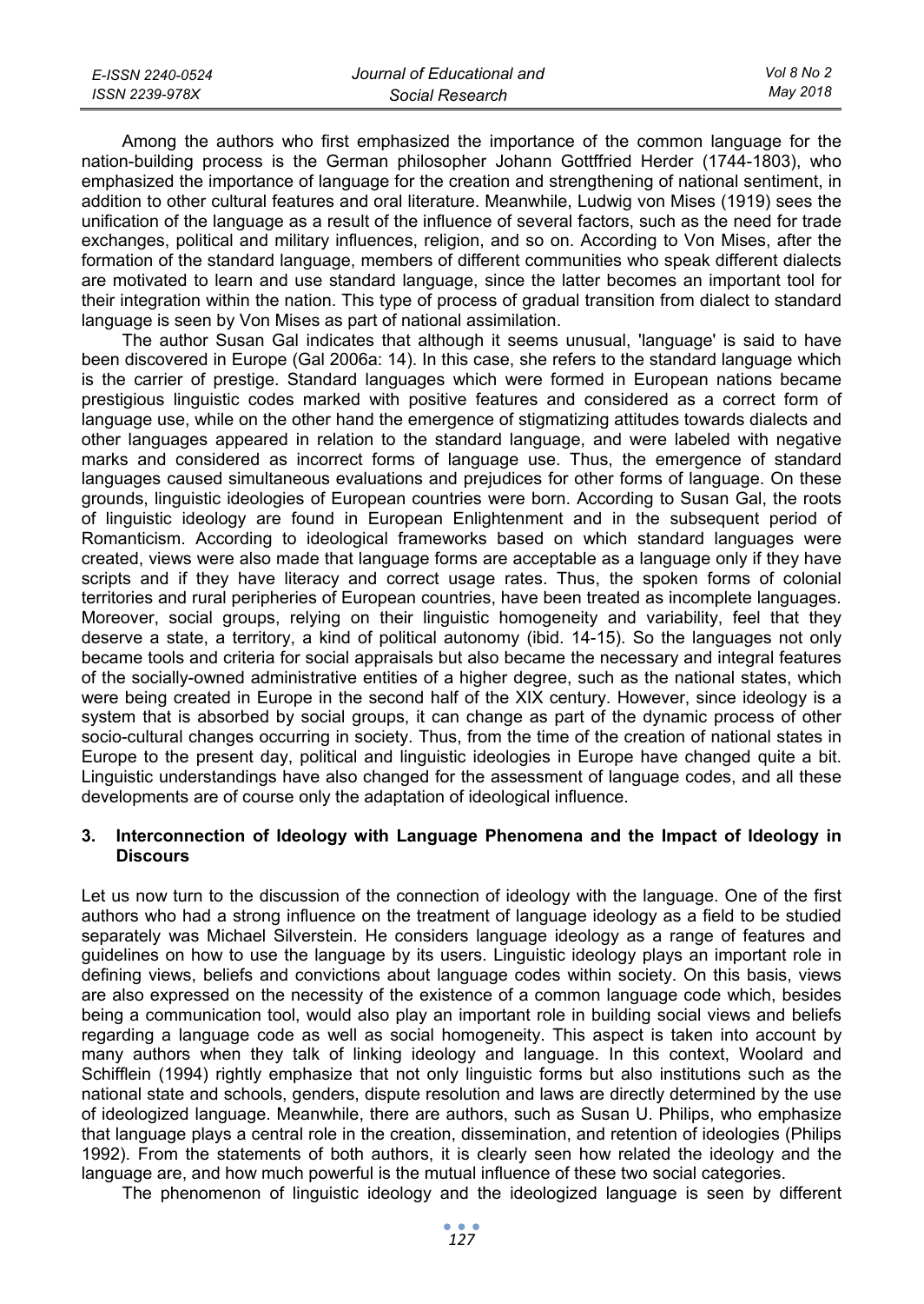Among the authors who first emphasized the importance of the common language for the nation-building process is the German philosopher Johann Gottfried Herder (1744-1803), who emphasized the importance of language for the creation and strengthening of national sentiment, in addition to other cultural features and oral literature. Meanwhile, Ludwig von Mises (1919) sees the unification of the language as a result of the influence of several factors, such as the need for trade exchanges, political and military influences, religion, and so on. According to Von Mises, after the formation of the standard language, members of different communities who speak different dialects are motivated to learn and use standard language, since the latter becomes an important tool for their integration within the nation. This type of process of gradual transition from dialect to standard language is seen by Von Mises as part of national assimilation.

The author Susan Gal indicates that although it seems unusual, 'language' is said to have been discovered in Europe (Gal 2006a: 14). In this case, she refers to the standard language which is the carrier of prestige. Standard languages which were formed in European nations became prestigious linguistic codes marked with positive features and considered as a correct form of language use, while on the other hand the emergence of stigmatizing attitudes towards dialects and other languages appeared in relation to the standard language, and were labeled with negative marks and considered as incorrect forms of language use. Thus, the emergence of standard languages caused simultaneous evaluations and prejudices for other forms of language. On these grounds, linguistic ideologies of European countries were born. According to Susan Gal, the roots of linguistic ideology are found in European Enlightenment and in the subsequent period of Romanticism. According to ideological frameworks based on which standard languages were created, views were also made that language forms are acceptable as a language only if they have scripts and if they have literacy and correct usage rates. Thus, the spoken forms of colonial territories and rural peripheries of European countries, have been treated as incomplete languages. Moreover, social groups, relying on their linguistic homogeneity and variability, feel that they deserve a state, a territory, a kind of political autonomy (ibid. 14-15). So the languages not only became tools and criteria for social appraisals but also became the necessary and integral features of the socially-owned administrative entities of a higher degree, such as the national states, which were being created in Europe in the second half of the XIX century. However, since ideology is a system that is absorbed by social groups, it can change as part of the dynamic process of other socio-cultural changes occurring in society. Thus, from the time of the creation of national states in Europe to the present day, political and linguistic ideologies in Europe have changed quite a bit. Linguistic understandings have also changed for the assessment of language codes, and all these developments are of course only the adaptation of ideological influence.

## 3. Interconnection of Ideology with Language Phenomena and the Impact of Ideology in Discours

Let us now turn to the discussion of the connection of ideology with the language. One of the first authors who had a strong influence on the treatment of language ideology as a field to be studied separately was Michael Silverstein. He considers language ideology as a range of features and guidelines on how to use the language by its users. Linguistic ideology plays an important role in defining views, beliefs and convictions about language codes within society. On this basis, views are also expressed on the necessity of the existence of a common language code which, besides being a communication tool, would also play an important role in building social views and beliefs regarding a language code as well as social homogeneity. This aspect is taken into account by many authors when they talk of linking ideology and language. In this context, Woolard and Schifflein (1994) rightly emphasize that not only linguistic forms but also institutions such as the national state and schools, genders, dispute resolution and laws are directly determined by the use of ideologized language. Meanwhile, there are authors, such as Susan U. Philips, who emphasize that language plays a central role in the creation, dissemination, and retention of ideologies (Philips 1992). From the statements of both authors, it is clearly seen how related the ideology and the language are, and how much powerful is the mutual influence of these two social categories.

The phenomenon of linguistic ideology and the ideologized language is seen by different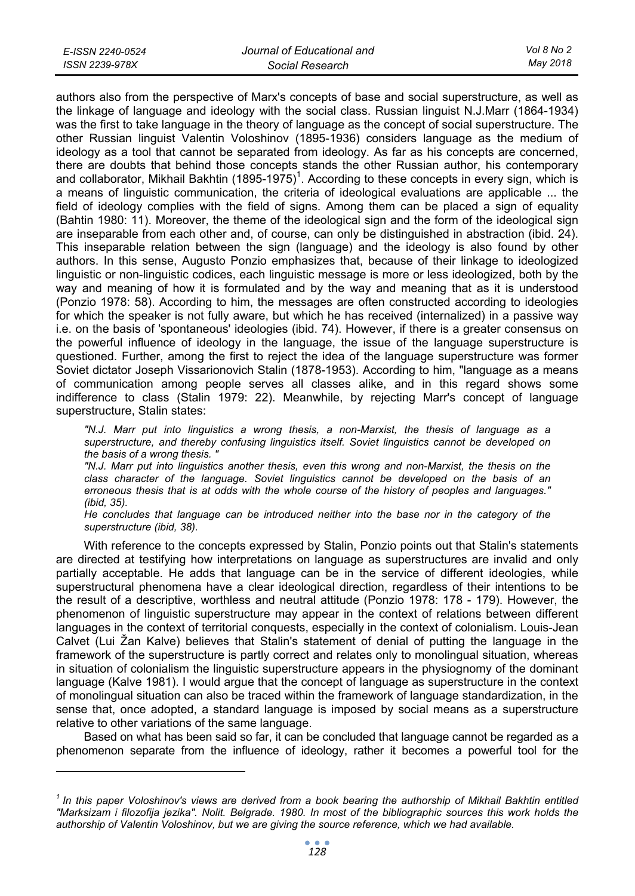authors also from the perspective of Marx's concepts of base and social superstructure, as well as the linkage of language and ideology with the social class. Russian linguist N.J.Marr (1864-1934) was the first to take language in the theory of language as the concept of social superstructure. The other Russian linguist Valentin Voloshinov (1895-1936) considers language as the medium of ideology as a tool that cannot be separated from ideology. As far as his concepts are concerned, there are doubts that behind those concepts stands the other Russian author, his contemporary and collaborator, Mikhail Bakhtin (1895-1975)[1]. According to these concepts in every sign, which is a means of linguistic communication, the criteria of ideological evaluations are applicable ... the field of ideology complies with the field of signs. Among them can be placed a sign of equality (Bahtin 1980: 11). Moreover, the theme of the ideological sign and the form of the ideological sign are inseparable from each other and, of course, can only be distinguished in abstraction (ibid. 24). This inseparable relation between the sign (language) and the ideology is also found by other authors. In this sense, Augusto Ponzio emphasizes that, because of their linkage to ideologized linguistic or non-linguistic codices, each linguistic message is more or less ideologized, both by the way and meaning of how it is formulated and by the way and meaning that as it is understood (Ponzio 1978: 58). According to him, the messages are often constructed according to ideologies for which the speaker is not fully aware, but which he has received (internalized) in a passive way i.e. on the basis of 'spontaneous' ideologies (ibid. 74). However, if there is a greater consensus on the powerful influence of ideology in the language, the issue of the language superstructure is questioned. Further, among the first to reject the idea of the language superstructure was former Soviet dictator Joseph Vissarionovich Stalin (1878-1953). According to him, "language as a means of communication among people serves all classes alike, and in this regard shows some indifference to class (Stalin 1979: 22). Meanwhile, by rejecting Marr's concept of language superstructure, Stalin states:

> *"N.J. Marr put into linguistics a wrong thesis, a non-Marxist, the thesis of language as a superstructure, and thereby confusing linguistics itself. Soviet linguistics cannot be developed on the basis of a wrong thesis. "*
>
> *"N.J. Marr put into linguistics another thesis, even this wrong and non-Marxist, the thesis on the class character of the language. Soviet linguistics cannot be developed on the basis of an erroneous thesis that is at odds with the whole course of the history of peoples and languages." (ibid, 35).*
>
> *He concludes that language can be introduced neither into the base nor in the category of the superstructure (ibid, 38).*

With reference to the concepts expressed by Stalin, Ponzio points out that Stalin's statements are directed at testifying how interpretations on language as superstructures are invalid and only partially acceptable. He adds that language can be in the service of different ideologies, while superstructural phenomena have a clear ideological direction, regardless of their intentions to be the result of a descriptive, worthless and neutral attitude (Ponzio 1978: 178 - 179). However, the phenomenon of linguistic superstructure may appear in the context of relations between different languages in the context of territorial conquests, especially in the context of colonialism. Louis-Jean Calvet (Lui Žan Kalve) believes that Stalin's statement of denial of putting the language in the framework of the superstructure is partly correct and relates only to monolingual situation, whereas in situation of colonialism the linguistic superstructure appears in the physiognomy of the dominant language (Kalve 1981). I would argue that the concept of language as superstructure in the context of monolingual situation can also be traced within the framework of language standardization, in the sense that, once adopted, a standard language is imposed by social means as a superstructure relative to other variations of the same language.

Based on what has been said so far, it can be concluded that language cannot be regarded as a phenomenon separate from the influence of ideology, rather it becomes a powerful tool for the

---

[1] *In this paper Voloshinov's views are derived from a book bearing the authorship of Mikhail Bakhtin entitled "Marksizam i filozofija jezika". Nolit. Belgrade. 1980. In most of the bibliographic sources this work holds the authorship of Valentin Voloshinov, but we are giving the source reference, which we had available.*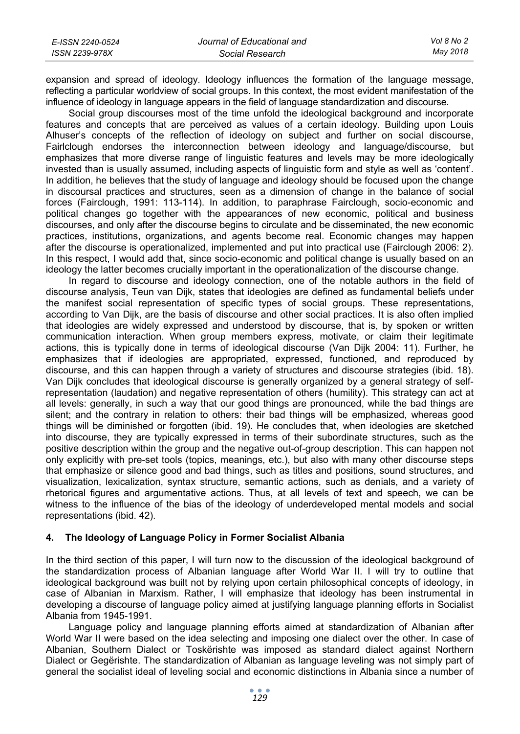expansion and spread of ideology. Ideology influences the formation of the language message, reflecting a particular worldview of social groups. In this context, the most evident manifestation of the influence of ideology in language appears in the field of language standardization and discourse.

Social group discourses most of the time unfold the ideological background and incorporate features and concepts that are perceived as values of a certain ideology. Building upon Louis Alhuser's concepts of the reflection of ideology on subject and further on social discourse, Fairlclough endorses the interconnection between ideology and language/discourse, but emphasizes that more diverse range of linguistic features and levels may be more ideologically invested than is usually assumed, including aspects of linguistic form and style as well as 'content'. In addition, he believes that the study of language and ideology should be focused upon the change in discoursal practices and structures, seen as a dimension of change in the balance of social forces (Fairclough, 1991: 113-114). In addition, to paraphrase Fairclough, socio-economic and political changes go together with the appearances of new economic, political and business discourses, and only after the discourse begins to circulate and be disseminated, the new economic practices, institutions, organizations, and agents become real. Economic changes may happen after the discourse is operationalized, implemented and put into practical use (Fairclough 2006: 2). In this respect, I would add that, since socio-economic and political change is usually based on an ideology the latter becomes crucially important in the operationalization of the discourse change.

In regard to discourse and ideology connection, one of the notable authors in the field of discourse analysis, Teun van Dijk, states that ideologies are defined as fundamental beliefs under the manifest social representation of specific types of social groups. These representations, according to Van Dijk, are the basis of discourse and other social practices. It is also often implied that ideologies are widely expressed and understood by discourse, that is, by spoken or written communication interaction. When group members express, motivate, or claim their legitimate actions, this is typically done in terms of ideological discourse (Van Dijk 2004: 11). Further, he emphasizes that if ideologies are appropriated, expressed, functioned, and reproduced by discourse, and this can happen through a variety of structures and discourse strategies (ibid. 18). Van Dijk concludes that ideological discourse is generally organized by a general strategy of self-representation (laudation) and negative representation of others (humility). This strategy can act at all levels: generally, in such a way that our good things are pronounced, while the bad things are silent; and the contrary in relation to others: their bad things will be emphasized, whereas good things will be diminished or forgotten (ibid. 19). He concludes that, when ideologies are sketched into discourse, they are typically expressed in terms of their subordinate structures, such as the positive description within the group and the negative out-of-group description. This can happen not only explicitly with pre-set tools (topics, meanings, etc.), but also with many other discourse steps that emphasize or silence good and bad things, such as titles and positions, sound structures, and visualization, lexicalization, syntax structure, semantic actions, such as denials, and a variety of rhetorical figures and argumentative actions. Thus, at all levels of text and speech, we can be witness to the influence of the bias of the ideology of underdeveloped mental models and social representations (ibid. 42).

## 4. The Ideology of Language Policy in Former Socialist Albania

In the third section of this paper, I will turn now to the discussion of the ideological background of the standardization process of Albanian language after World War II. I will try to outline that ideological background was built not by relying upon certain philosophical concepts of ideology, in case of Albanian in Marxism. Rather, I will emphasize that ideology has been instrumental in developing a discourse of language policy aimed at justifying language planning efforts in Socialist Albania from 1945-1991.

Language policy and language planning efforts aimed at standardization of Albanian after World War II were based on the idea selecting and imposing one dialect over the other. In case of Albanian, Southern Dialect or Toskërishte was imposed as standard dialect against Northern Dialect or Gegërishte. The standardization of Albanian as language leveling was not simply part of general the socialist ideal of leveling social and economic distinctions in Albania since a number of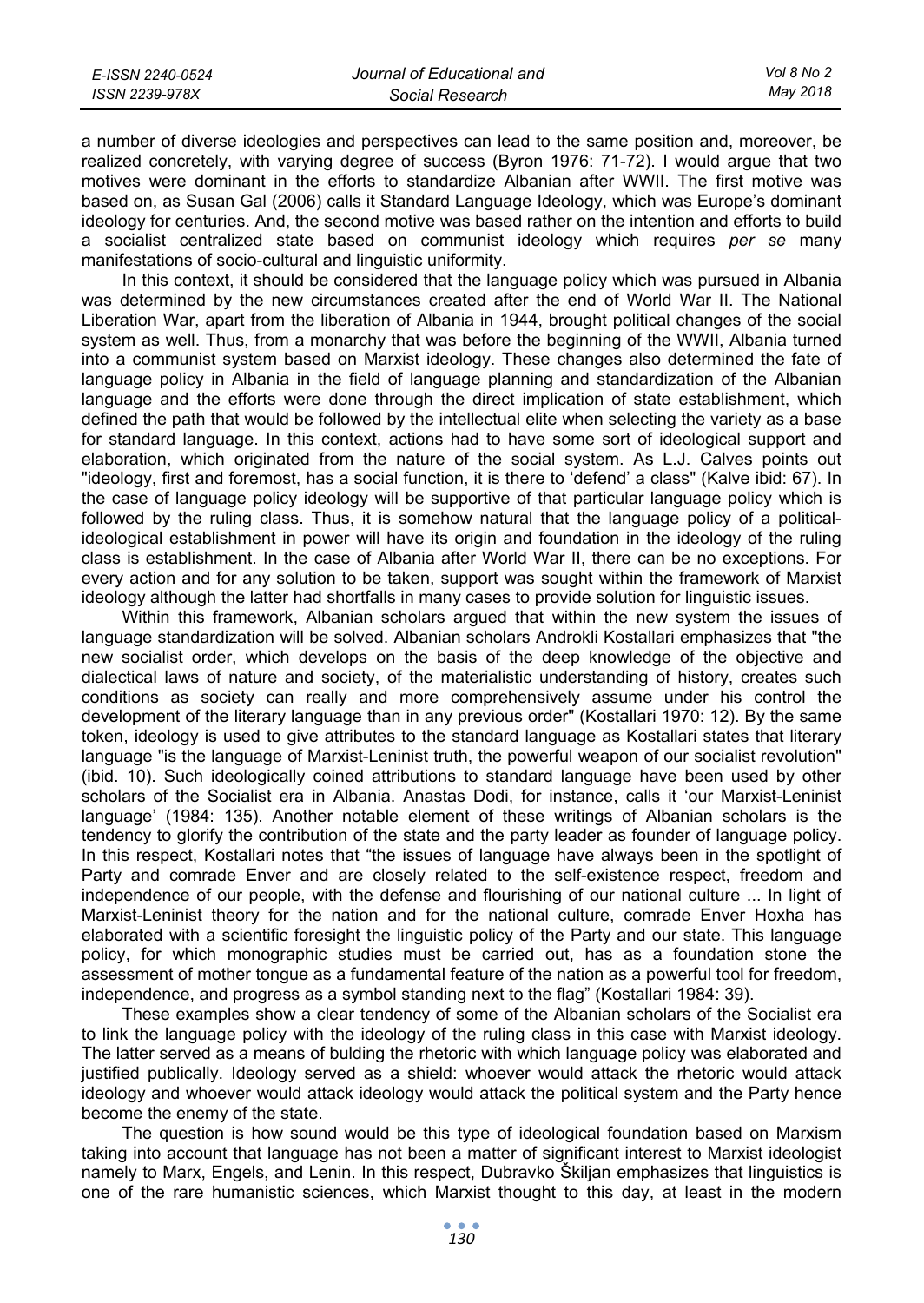a number of diverse ideologies and perspectives can lead to the same position and, moreover, be realized concretely, with varying degree of success (Byron 1976: 71-72). I would argue that two motives were dominant in the efforts to standardize Albanian after WWII. The first motive was based on, as Susan Gal (2006) calls it Standard Language Ideology, which was Europe's dominant ideology for centuries. And, the second motive was based rather on the intention and efforts to build a socialist centralized state based on communist ideology which requires *per se* many manifestations of socio-cultural and linguistic uniformity.

In this context, it should be considered that the language policy which was pursued in Albania was determined by the new circumstances created after the end of World War II. The National Liberation War, apart from the liberation of Albania in 1944, brought political changes of the social system as well. Thus, from a monarchy that was before the beginning of the WWII, Albania turned into a communist system based on Marxist ideology. These changes also determined the fate of language policy in Albania in the field of language planning and standardization of the Albanian language and the efforts were done through the direct implication of state establishment, which defined the path that would be followed by the intellectual elite when selecting the variety as a base for standard language. In this context, actions had to have some sort of ideological support and elaboration, which originated from the nature of the social system. As L.J. Calves points out "ideology, first and foremost, has a social function, it is there to 'defend' a class" (Kalve ibid: 67). In the case of language policy ideology will be supportive of that particular language policy which is followed by the ruling class. Thus, it is somehow natural that the language policy of a political-ideological establishment in power will have its origin and foundation in the ideology of the ruling class is establishment. In the case of Albania after World War II, there can be no exceptions. For every action and for any solution to be taken, support was sought within the framework of Marxist ideology although the latter had shortfalls in many cases to provide solution for linguistic issues.

Within this framework, Albanian scholars argued that within the new system the issues of language standardization will be solved. Albanian scholars Androkli Kostallari emphasizes that "the new socialist order, which develops on the basis of the deep knowledge of the objective and dialectical laws of nature and society, of the materialistic understanding of history, creates such conditions as society can really and more comprehensively assume under his control the development of the literary language than in any previous order" (Kostallari 1970: 12). By the same token, ideology is used to give attributes to the standard language as Kostallari states that literary language "is the language of Marxist-Leninist truth, the powerful weapon of our socialist revolution" (ibid. 10). Such ideologically coined attributions to standard language have been used by other scholars of the Socialist era in Albania. Anastas Dodi, for instance, calls it 'our Marxist-Leninist language' (1984: 135). Another notable element of these writings of Albanian scholars is the tendency to glorify the contribution of the state and the party leader as founder of language policy. In this respect, Kostallari notes that "the issues of language have always been in the spotlight of Party and comrade Enver and are closely related to the self-existence respect, freedom and independence of our people, with the defense and flourishing of our national culture ... In light of Marxist-Leninist theory for the nation and for the national culture, comrade Enver Hoxha has elaborated with a scientific foresight the linguistic policy of the Party and our state. This language policy, for which monographic studies must be carried out, has as a foundation stone the assessment of mother tongue as a fundamental feature of the nation as a powerful tool for freedom, independence, and progress as a symbol standing next to the flag" (Kostallari 1984: 39).

These examples show a clear tendency of some of the Albanian scholars of the Socialist era to link the language policy with the ideology of the ruling class in this case with Marxist ideology. The latter served as a means of bulding the rhetoric with which language policy was elaborated and justified publically. Ideology served as a shield: whoever would attack the rhetoric would attack ideology and whoever would attack ideology would attack the political system and the Party hence become the enemy of the state.

The question is how sound would be this type of ideological foundation based on Marxism taking into account that language has not been a matter of significant interest to Marxist ideologist namely to Marx, Engels, and Lenin. In this respect, Dubravko Škiljan emphasizes that linguistics is one of the rare humanistic sciences, which Marxist thought to this day, at least in the modern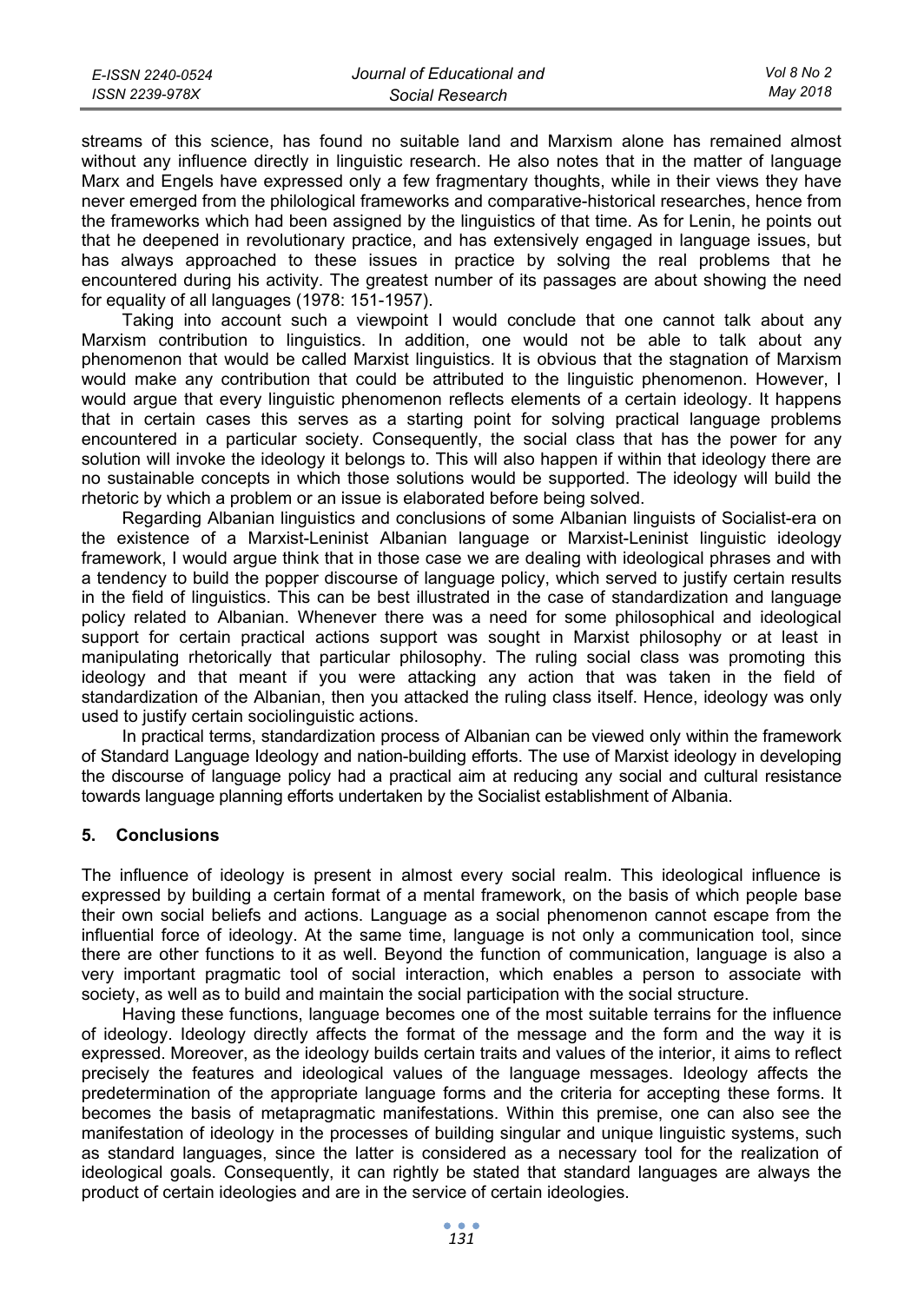streams of this science, has found no suitable land and Marxism alone has remained almost without any influence directly in linguistic research. He also notes that in the matter of language Marx and Engels have expressed only a few fragmentary thoughts, while in their views they have never emerged from the philological frameworks and comparative-historical researches, hence from the frameworks which had been assigned by the linguistics of that time. As for Lenin, he points out that he deepened in revolutionary practice, and has extensively engaged in language issues, but has always approached to these issues in practice by solving the real problems that he encountered during his activity. The greatest number of its passages are about showing the need for equality of all languages (1978: 151-1957).

Taking into account such a viewpoint I would conclude that one cannot talk about any Marxism contribution to linguistics. In addition, one would not be able to talk about any phenomenon that would be called Marxist linguistics. It is obvious that the stagnation of Marxism would make any contribution that could be attributed to the linguistic phenomenon. However, I would argue that every linguistic phenomenon reflects elements of a certain ideology. It happens that in certain cases this serves as a starting point for solving practical language problems encountered in a particular society. Consequently, the social class that has the power for any solution will invoke the ideology it belongs to. This will also happen if within that ideology there are no sustainable concepts in which those solutions would be supported. The ideology will build the rhetoric by which a problem or an issue is elaborated before being solved.

Regarding Albanian linguistics and conclusions of some Albanian linguists of Socialist-era on the existence of a Marxist-Leninist Albanian language or Marxist-Leninist linguistic ideology framework, I would argue think that in those case we are dealing with ideological phrases and with a tendency to build the popper discourse of language policy, which served to justify certain results in the field of linguistics. This can be best illustrated in the case of standardization and language policy related to Albanian. Whenever there was a need for some philosophical and ideological support for certain practical actions support was sought in Marxist philosophy or at least in manipulating rhetorically that particular philosophy. The ruling social class was promoting this ideology and that meant if you were attacking any action that was taken in the field of standardization of the Albanian, then you attacked the ruling class itself. Hence, ideology was only used to justify certain sociolinguistic actions.

In practical terms, standardization process of Albanian can be viewed only within the framework of Standard Language Ideology and nation-building efforts. The use of Marxist ideology in developing the discourse of language policy had a practical aim at reducing any social and cultural resistance towards language planning efforts undertaken by the Socialist establishment of Albania.

## 5. Conclusions

The influence of ideology is present in almost every social realm. This ideological influence is expressed by building a certain format of a mental framework, on the basis of which people base their own social beliefs and actions. Language as a social phenomenon cannot escape from the influential force of ideology. At the same time, language is not only a communication tool, since there are other functions to it as well. Beyond the function of communication, language is also a very important pragmatic tool of social interaction, which enables a person to associate with society, as well as to build and maintain the social participation with the social structure.

Having these functions, language becomes one of the most suitable terrains for the influence of ideology. Ideology directly affects the format of the message and the form and the way it is expressed. Moreover, as the ideology builds certain traits and values of the interior, it aims to reflect precisely the features and ideological values of the language messages. Ideology affects the predetermination of the appropriate language forms and the criteria for accepting these forms. It becomes the basis of metapragmatic manifestations. Within this premise, one can also see the manifestation of ideology in the processes of building singular and unique linguistic systems, such as standard languages, since the latter is considered as a necessary tool for the realization of ideological goals. Consequently, it can rightly be stated that standard languages are always the product of certain ideologies and are in the service of certain ideologies.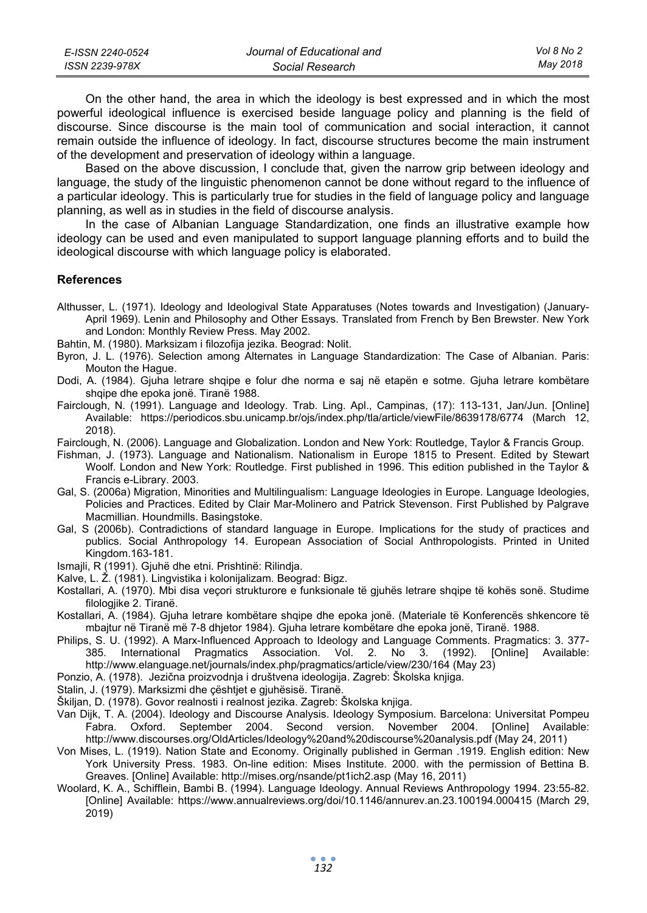On the other hand, the area in which the ideology is best expressed and in which the most powerful ideological influence is exercised beside language policy and planning is the field of discourse. Since discourse is the main tool of communication and social interaction, it cannot remain outside the influence of ideology. In fact, discourse structures become the main instrument of the development and preservation of ideology within a language.

Based on the above discussion, I conclude that, given the narrow grip between ideology and language, the study of the linguistic phenomenon cannot be done without regard to the influence of a particular ideology. This is particularly true for studies in the field of language policy and language planning, as well as in studies in the field of discourse analysis.

In the case of Albanian Language Standardization, one finds an illustrative example how ideology can be used and even manipulated to support language planning efforts and to build the ideological discourse with which language policy is elaborated.

## References

Althusser, L. (1971). Ideology and Ideologival State Apparatuses (Notes towards and Investigation) (January-April 1969). Lenin and Philosophy and Other Essays. Translated from French by Ben Brewster. New York and London: Monthly Review Press. May 2002.

Bahtin, M. (1980). Marksizam i filozofija jezika. Beograd: Nolit.

Byron, J. L. (1976). Selection among Alternates in Language Standardization: The Case of Albanian. Paris: Mouton the Hague.

Dodi, A. (1984). Gjuha letrare shqipe e folur dhe norma e saj në etapën e sotme. Gjuha letrare kombëtare shqipe dhe epoka jonë. Tiranë 1988.

Fairclough, N. (1991). Language and Ideology. Trab. Ling. Apl., Campinas, (17): 113-131, Jan/Jun. [Online] Available: https://periodicos.sbu.unicamp.br/ojs/index.php/tla/article/viewFile/8639178/6774 (March 12, 2018).

Fairclough, N. (2006). Language and Globalization. London and New York: Routledge, Taylor & Francis Group.

Fishman, J. (1973). Language and Nationalism. Nationalism in Europe 1815 to Present. Edited by Stewart Woolf. London and New York: Routledge. First published in 1996. This edition published in the Taylor & Francis e-Library. 2003.

Gal, S. (2006a) Migration, Minorities and Multilingualism: Language Ideologies in Europe. Language Ideologies, Policies and Practices. Edited by Clair Mar-Molinero and Patrick Stevenson. First Published by Palgrave Macmillian. Houndmills. Basingstoke.

Gal, S (2006b). Contradictions of standard language in Europe. Implications for the study of practices and publics. Social Anthropology 14. European Association of Social Anthropologists. Printed in United Kingdom.163-181.

Ismajli, R (1991). Gjuhë dhe etni. Prishtinë: Rilindja.

Kalve, L. Ž. (1981). Lingvistika i kolonijalizam. Beograd: Bigz.

Kostallari, A. (1970). Mbi disa veçori strukturore e funksionale të gjuhës letrare shqipe të kohës sonë. Studime filologjike 2. Tiranë.

Kostallari, A. (1984). Gjuha letrare kombëtare shqipe dhe epoka jonë. (Materiale të Konferencës shkencore të mbajtur në Tiranë më 7-8 dhjetor 1984). Gjuha letrare kombëtare dhe epoka jonë, Tiranë. 1988.

Philips, S. U. (1992). A Marx-Influenced Approach to Ideology and Language Comments. Pragmatics: 3. 377-385. International Pragmatics Association. Vol. 2. No 3. (1992). [Online] Available: http://www.elanguage.net/journals/index.php/pragmatics/article/view/230/164 (May 23)

Ponzio, A. (1978). Jezična proizvodnja i društvena ideologija. Zagreb: Školska knjiga.

Stalin, J. (1979). Marksizmi dhe çështjet e gjuhësisë. Tiranë.

Škiljan, D. (1978). Govor realnosti i realnost jezika. Zagreb: Školska knjiga.

Van Dijk, T. A. (2004). Ideology and Discourse Analysis. Ideology Symposium. Barcelona: Universitat Pompeu Fabra. Oxford. September 2004. Second version. November 2004. [Online] Available: http://www.discourses.org/OldArticles/Ideology%20and%20discourse%20analysis.pdf (May 24, 2011)

Von Mises, L. (1919). Nation State and Economy. Originally published in German .1919. English edition: New York University Press. 1983. On-line edition: Mises Institute. 2000. with the permission of Bettina B. Greaves. [Online] Available: http://mises.org/nsande/pt1ich2.asp (May 16, 2011)

Woolard, K. A., Schifflein, Bambi B. (1994). Language Ideology. Annual Reviews Anthropology 1994. 23:55-82. [Online] Available: https://www.annualreviews.org/doi/10.1146/annurev.an.23.100194.000415 (March 29, 2019)